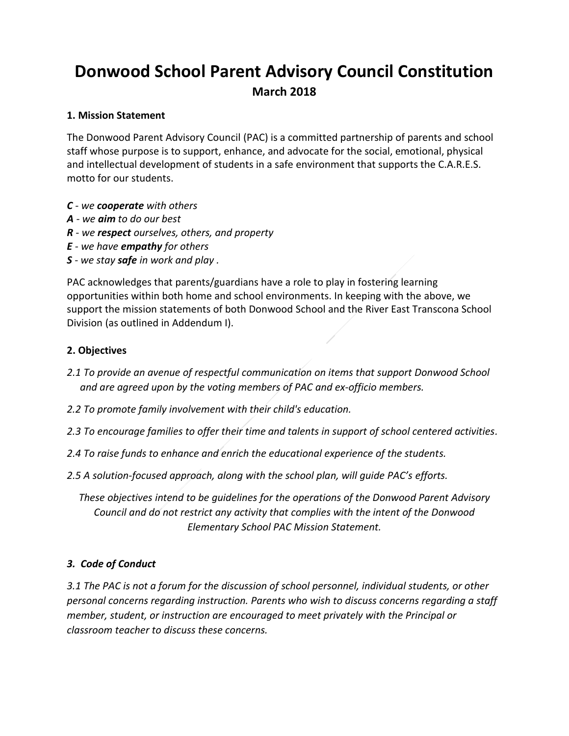# Donwood School Parent Advisory Council Constitution

**March 2018**

### 1. Mission Statement

The Donwood Parent Advisory Council (PAC) is a committed partnership of parents and school staff whose purpose is to support, enhance, and advocate for the social, emotional, physical and intellectual development of students in a safe environment that supports the C.A.R.E.S. motto for our students.

***C*** *- we* ***cooperate*** *with others*
***A*** *- we* ***aim*** *to do our best*
***R*** *- we* ***respect*** *ourselves, others, and property*
***E*** *- we have* ***empathy*** *for others*
***S*** *- we stay* ***safe*** *in work and play .*

PAC acknowledges that parents/guardians have a role to play in fostering learning opportunities within both home and school environments. In keeping with the above, we support the mission statements of both Donwood School and the River East Transcona School Division (as outlined in Addendum I).

### 2. Objectives

*2.1 To provide an avenue of respectful communication on items that support Donwood School and are agreed upon by the voting members of PAC and ex-officio members.*

*2.2 To promote family involvement with their child's education.*

*2.3 To encourage families to offer their time and talents in support of school centered activities.*

*2.4 To raise funds to enhance and enrich the educational experience of the students.*

*2.5 A solution-focused approach, along with the school plan, will guide PAC's efforts.*

*These objectives intend to be guidelines for the operations of the Donwood Parent Advisory Council and do not restrict any activity that complies with the intent of the Donwood Elementary School PAC Mission Statement.*

### *3. Code of Conduct*

*3.1 The PAC is not a forum for the discussion of school personnel, individual students, or other personal concerns regarding instruction. Parents who wish to discuss concerns regarding a staff member, student, or instruction are encouraged to meet privately with the Principal or classroom teacher to discuss these concerns.*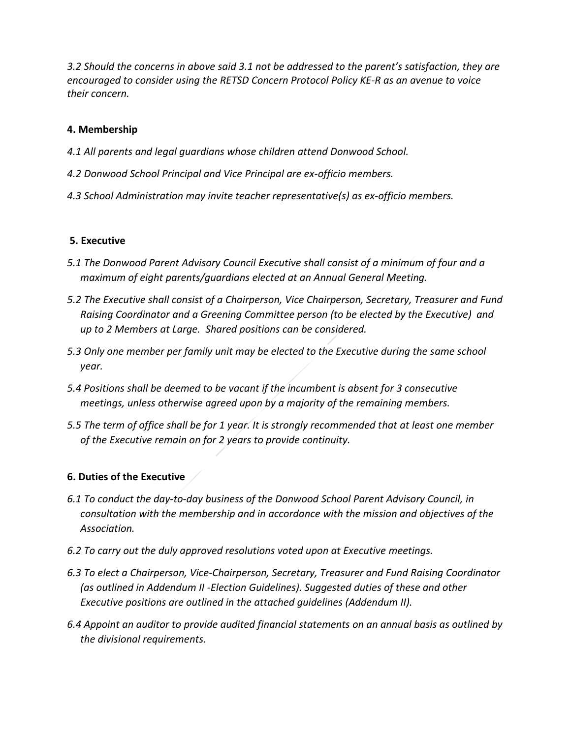*3.2 Should the concerns in above said 3.1 not be addressed to the parent's satisfaction, they are encouraged to consider using the RETSD Concern Protocol Policy KE-R as an avenue to voice their concern.*

**4. Membership**

*4.1 All parents and legal guardians whose children attend Donwood School.*

*4.2 Donwood School Principal and Vice Principal are ex-officio members.*

*4.3 School Administration may invite teacher representative(s) as ex-officio members.*

**5. Executive**

*5.1 The Donwood Parent Advisory Council Executive shall consist of a minimum of four and a maximum of eight parents/guardians elected at an Annual General Meeting.*

*5.2 The Executive shall consist of a Chairperson, Vice Chairperson, Secretary, Treasurer and Fund Raising Coordinator and a Greening Committee person (to be elected by the Executive) and up to 2 Members at Large. Shared positions can be considered.*

*5.3 Only one member per family unit may be elected to the Executive during the same school year.*

*5.4 Positions shall be deemed to be vacant if the incumbent is absent for 3 consecutive meetings, unless otherwise agreed upon by a majority of the remaining members.*

*5.5 The term of office shall be for 1 year. It is strongly recommended that at least one member of the Executive remain on for 2 years to provide continuity.*

**6. Duties of the Executive**

*6.1 To conduct the day-to-day business of the Donwood School Parent Advisory Council, in consultation with the membership and in accordance with the mission and objectives of the Association.*

*6.2 To carry out the duly approved resolutions voted upon at Executive meetings.*

*6.3 To elect a Chairperson, Vice-Chairperson, Secretary, Treasurer and Fund Raising Coordinator (as outlined in Addendum II -Election Guidelines). Suggested duties of these and other Executive positions are outlined in the attached guidelines (Addendum II).*

*6.4 Appoint an auditor to provide audited financial statements on an annual basis as outlined by the divisional requirements.*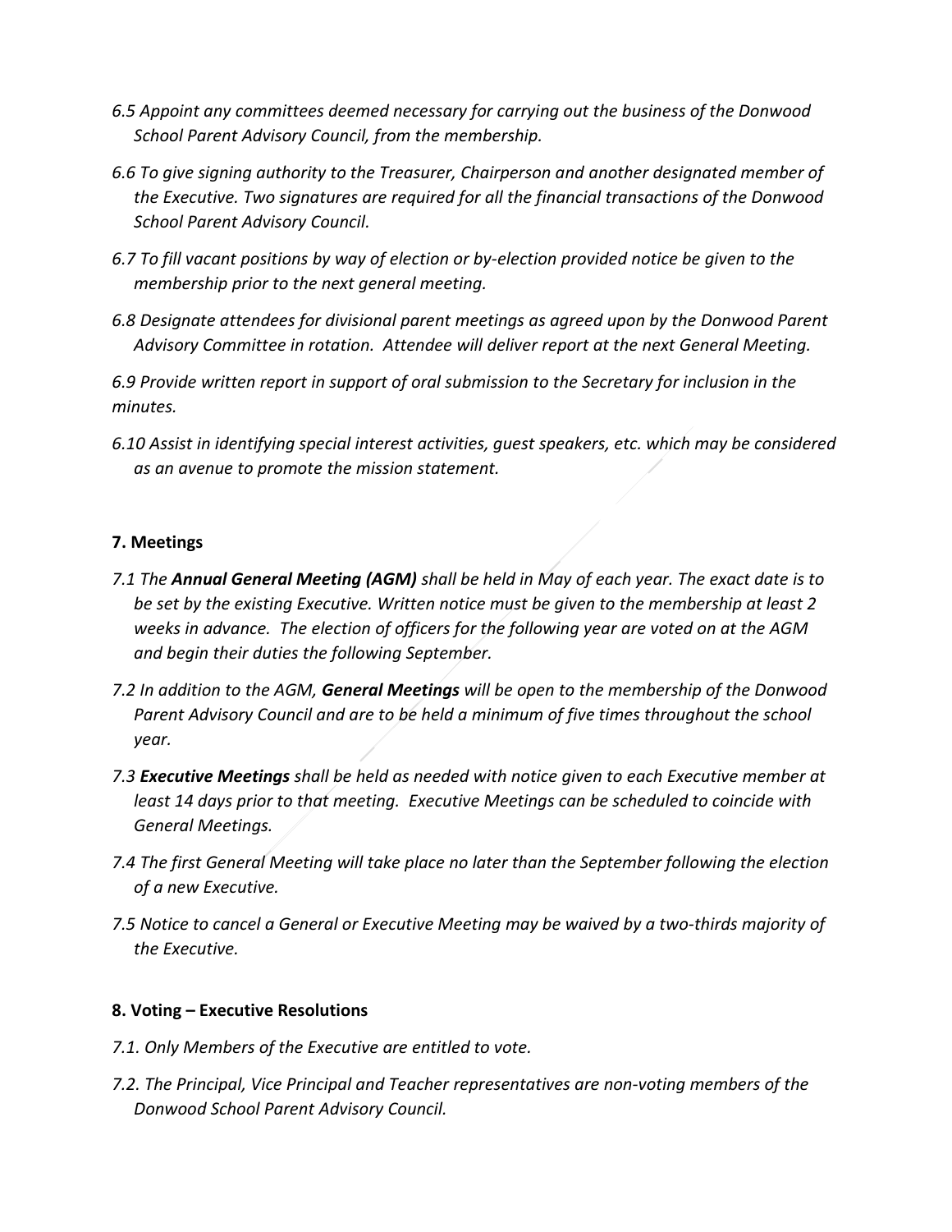*6.5 Appoint any committees deemed necessary for carrying out the business of the Donwood School Parent Advisory Council, from the membership.*

*6.6 To give signing authority to the Treasurer, Chairperson and another designated member of the Executive. Two signatures are required for all the financial transactions of the Donwood School Parent Advisory Council.*

*6.7 To fill vacant positions by way of election or by-election provided notice be given to the membership prior to the next general meeting.*

*6.8 Designate attendees for divisional parent meetings as agreed upon by the Donwood Parent Advisory Committee in rotation. Attendee will deliver report at the next General Meeting.*

*6.9 Provide written report in support of oral submission to the Secretary for inclusion in the minutes.*

*6.10 Assist in identifying special interest activities, guest speakers, etc. which may be considered as an avenue to promote the mission statement.*

**7. Meetings**

*7.1 The* ***Annual General Meeting (AGM)*** *shall be held in May of each year. The exact date is to be set by the existing Executive. Written notice must be given to the membership at least 2 weeks in advance. The election of officers for the following year are voted on at the AGM and begin their duties the following September.*

*7.2 In addition to the AGM,* ***General Meetings*** *will be open to the membership of the Donwood Parent Advisory Council and are to be held a minimum of five times throughout the school year.*

*7.3* ***Executive Meetings*** *shall be held as needed with notice given to each Executive member at least 14 days prior to that meeting. Executive Meetings can be scheduled to coincide with General Meetings.*

*7.4 The first General Meeting will take place no later than the September following the election of a new Executive.*

*7.5 Notice to cancel a General or Executive Meeting may be waived by a two-thirds majority of the Executive.*

**8. Voting – Executive Resolutions**

*7.1. Only Members of the Executive are entitled to vote.*

*7.2. The Principal, Vice Principal and Teacher representatives are non-voting members of the Donwood School Parent Advisory Council.*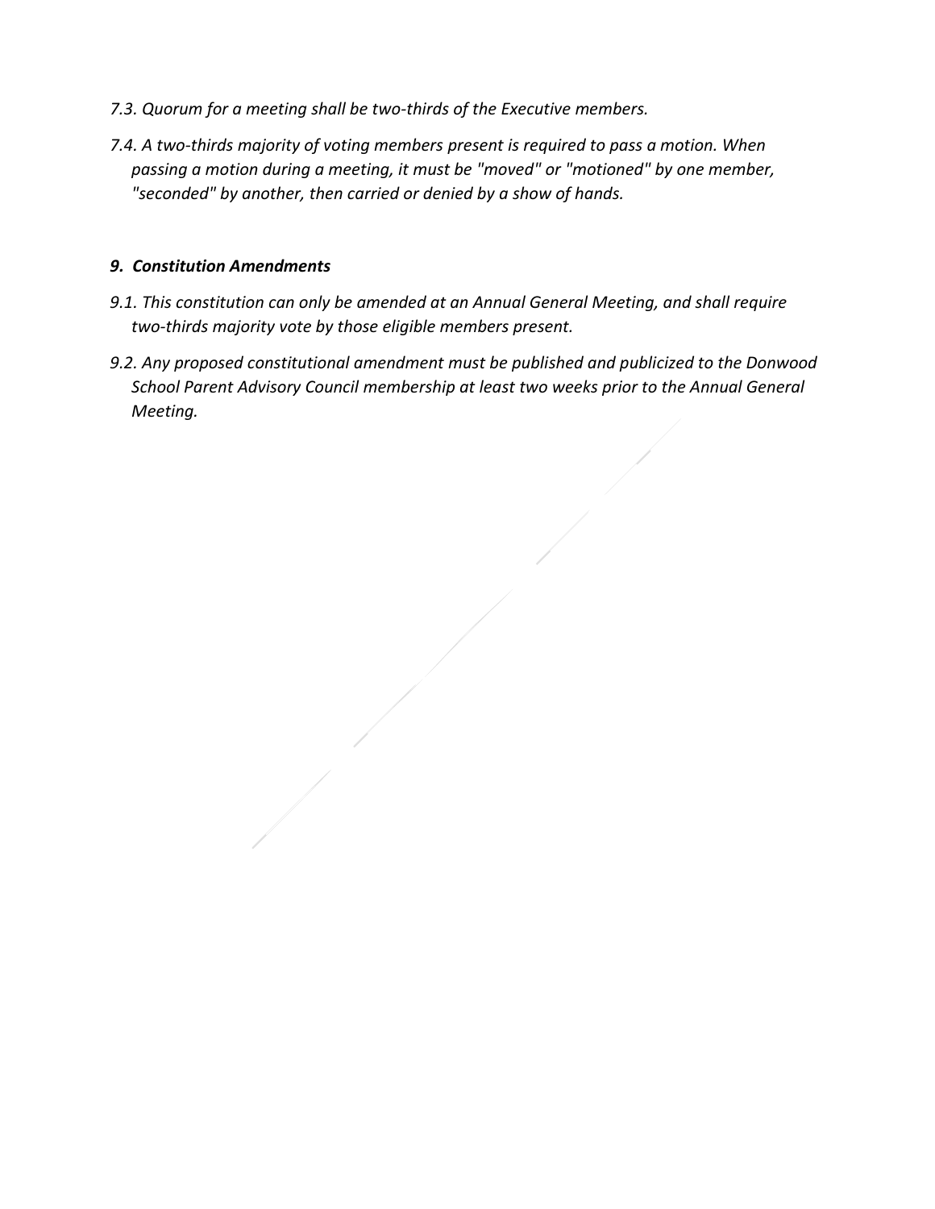*7.3. Quorum for a meeting shall be two-thirds of the Executive members.*

*7.4. A two-thirds majority of voting members present is required to pass a motion. When passing a motion during a meeting, it must be "moved" or "motioned" by one member, "seconded" by another, then carried or denied by a show of hands.*

### *9. Constitution Amendments*

*9.1. This constitution can only be amended at an Annual General Meeting, and shall require two-thirds majority vote by those eligible members present.*

*9.2. Any proposed constitutional amendment must be published and publicized to the Donwood School Parent Advisory Council membership at least two weeks prior to the Annual General Meeting.*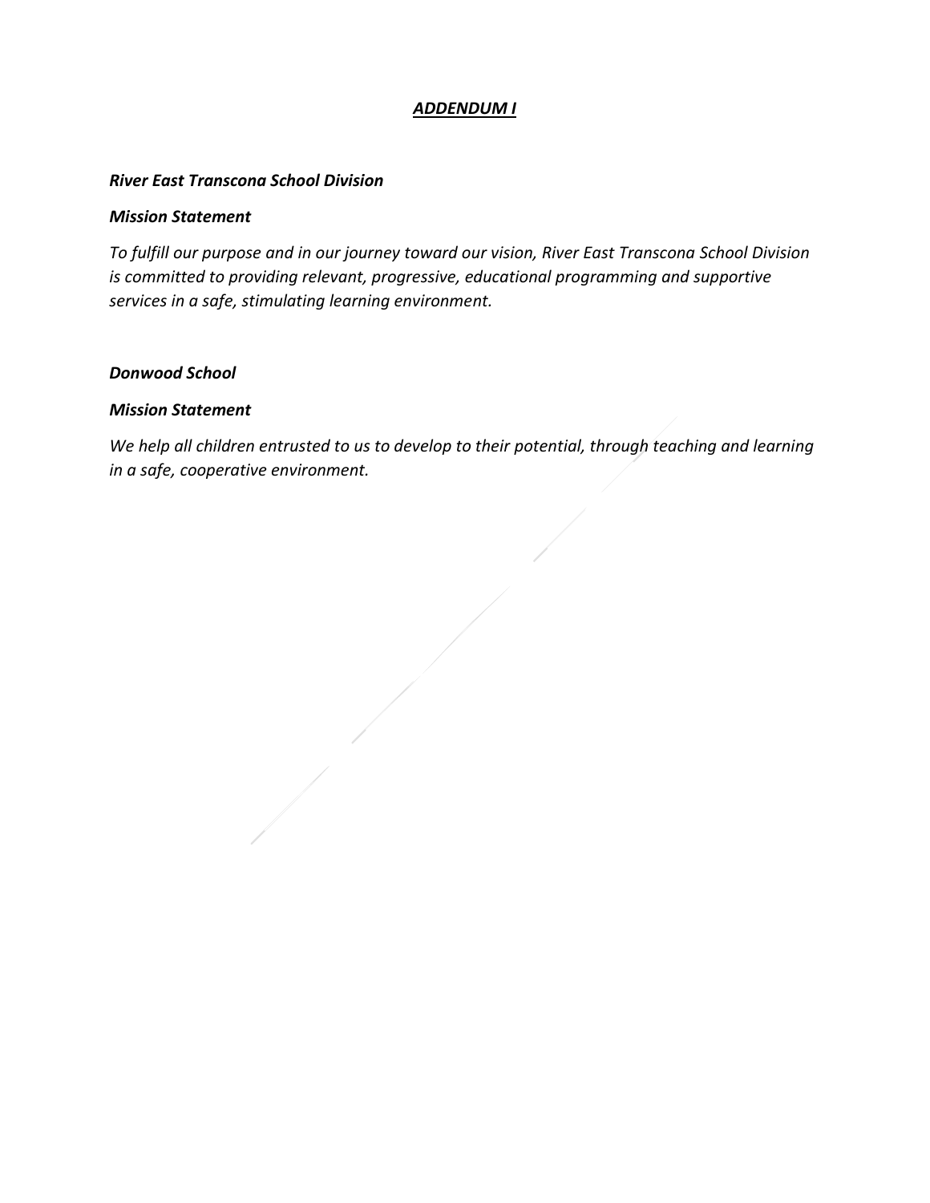## ***ADDENDUM I***

***River East Transcona School Division***

***Mission Statement***

*To fulfill our purpose and in our journey toward our vision, River East Transcona School Division is committed to providing relevant, progressive, educational programming and supportive services in a safe, stimulating learning environment.*

***Donwood School***

***Mission Statement***

*We help all children entrusted to us to develop to their potential, through teaching and learning in a safe, cooperative environment.*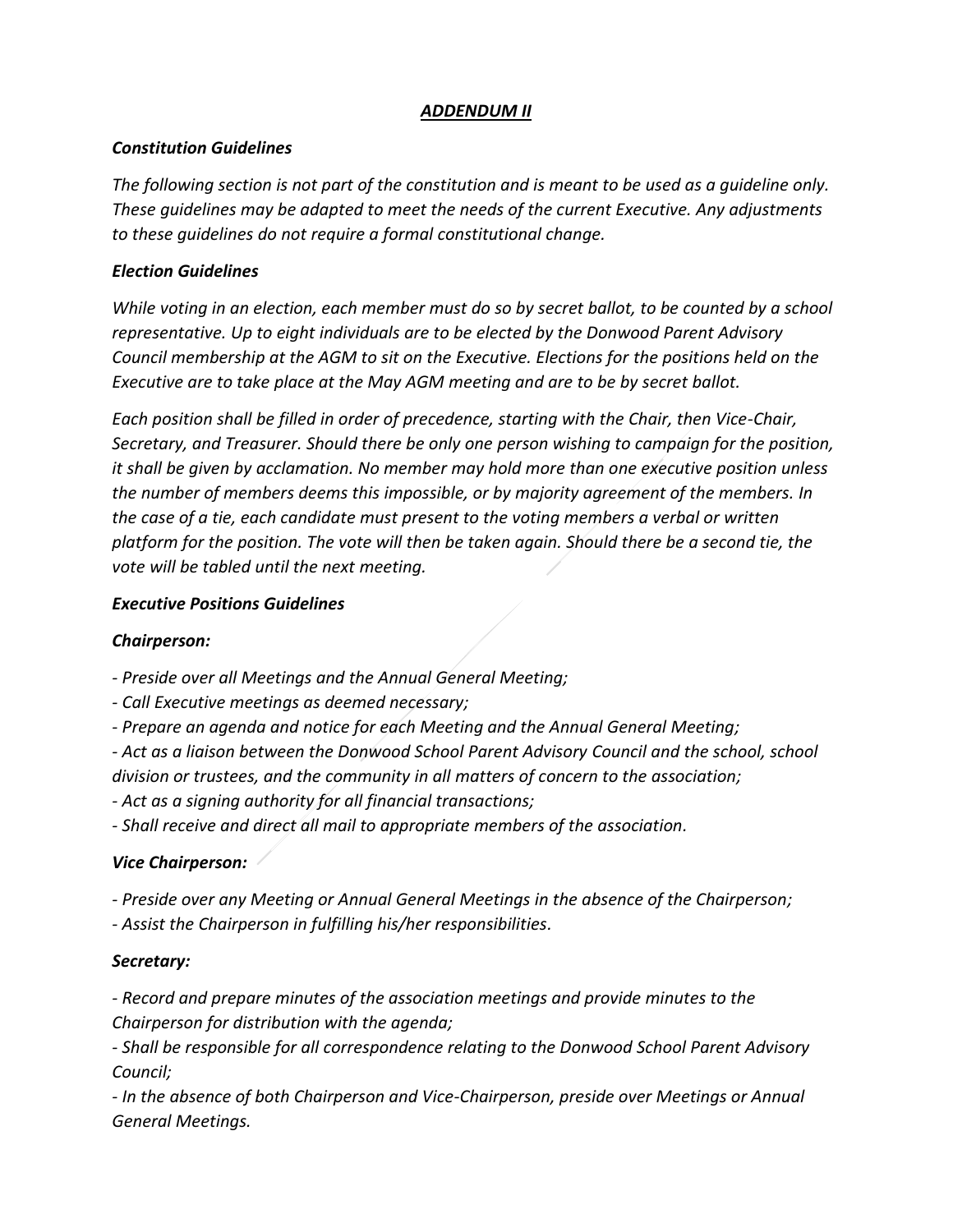# ***ADDENDUM II***

### ***Constitution Guidelines***

*The following section is not part of the constitution and is meant to be used as a guideline only. These guidelines may be adapted to meet the needs of the current Executive. Any adjustments to these guidelines do not require a formal constitutional change.*

### ***Election Guidelines***

*While voting in an election, each member must do so by secret ballot, to be counted by a school representative. Up to eight individuals are to be elected by the Donwood Parent Advisory Council membership at the AGM to sit on the Executive. Elections for the positions held on the Executive are to take place at the May AGM meeting and are to be by secret ballot.*

*Each position shall be filled in order of precedence, starting with the Chair, then Vice-Chair, Secretary, and Treasurer. Should there be only one person wishing to campaign for the position, it shall be given by acclamation. No member may hold more than one executive position unless the number of members deems this impossible, or by majority agreement of the members. In the case of a tie, each candidate must present to the voting members a verbal or written platform for the position. The vote will then be taken again. Should there be a second tie, the vote will be tabled until the next meeting.*

### ***Executive Positions Guidelines***

#### ***Chairperson:***

*- Preside over all Meetings and the Annual General Meeting;*
*- Call Executive meetings as deemed necessary;*
*- Prepare an agenda and notice for each Meeting and the Annual General Meeting;*
*- Act as a liaison between the Donwood School Parent Advisory Council and the school, school division or trustees, and the community in all matters of concern to the association;*
*- Act as a signing authority for all financial transactions;*
*- Shall receive and direct all mail to appropriate members of the association.*

#### ***Vice Chairperson:***

*- Preside over any Meeting or Annual General Meetings in the absence of the Chairperson;*
*- Assist the Chairperson in fulfilling his/her responsibilities.*

#### ***Secretary:***

*- Record and prepare minutes of the association meetings and provide minutes to the Chairperson for distribution with the agenda;*
*- Shall be responsible for all correspondence relating to the Donwood School Parent Advisory Council;*
*- In the absence of both Chairperson and Vice-Chairperson, preside over Meetings or Annual General Meetings.*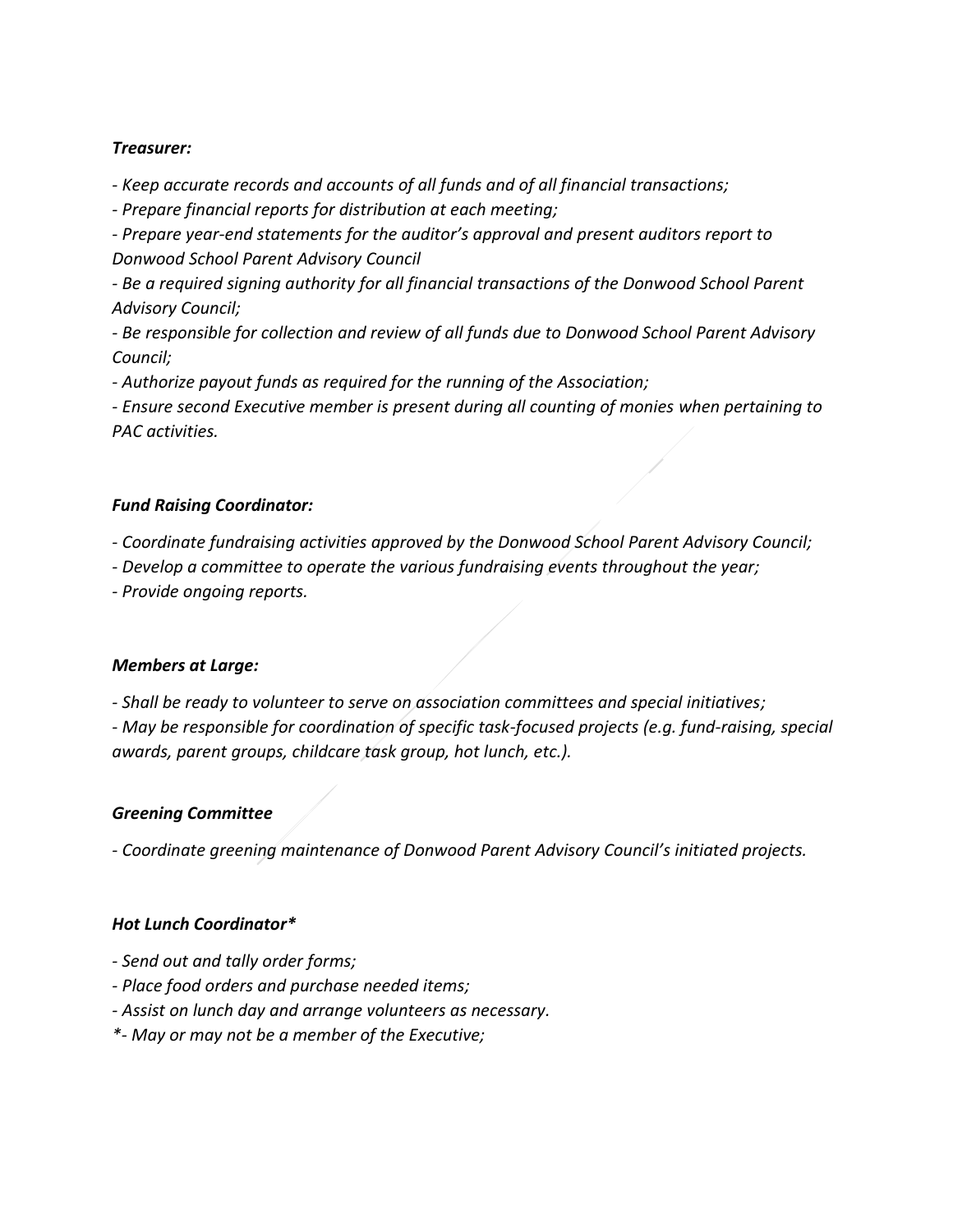***Treasurer:***

*- Keep accurate records and accounts of all funds and of all financial transactions;*

*- Prepare financial reports for distribution at each meeting;*

*- Prepare year-end statements for the auditor's approval and present auditors report to Donwood School Parent Advisory Council*

*- Be a required signing authority for all financial transactions of the Donwood School Parent Advisory Council;*

*- Be responsible for collection and review of all funds due to Donwood School Parent Advisory Council;*

*- Authorize payout funds as required for the running of the Association;*

*- Ensure second Executive member is present during all counting of monies when pertaining to PAC activities.*

***Fund Raising Coordinator:***

*- Coordinate fundraising activities approved by the Donwood School Parent Advisory Council;*

*- Develop a committee to operate the various fundraising events throughout the year;*

*- Provide ongoing reports.*

***Members at Large:***

*- Shall be ready to volunteer to serve on association committees and special initiatives;*

*- May be responsible for coordination of specific task-focused projects (e.g. fund-raising, special awards, parent groups, childcare task group, hot lunch, etc.).*

***Greening Committee***

*- Coordinate greening maintenance of Donwood Parent Advisory Council's initiated projects.*

***Hot Lunch Coordinator****

*- Send out and tally order forms;*

*- Place food orders and purchase needed items;*

*- Assist on lunch day and arrange volunteers as necessary.*

**- May or may not be a member of the Executive;*